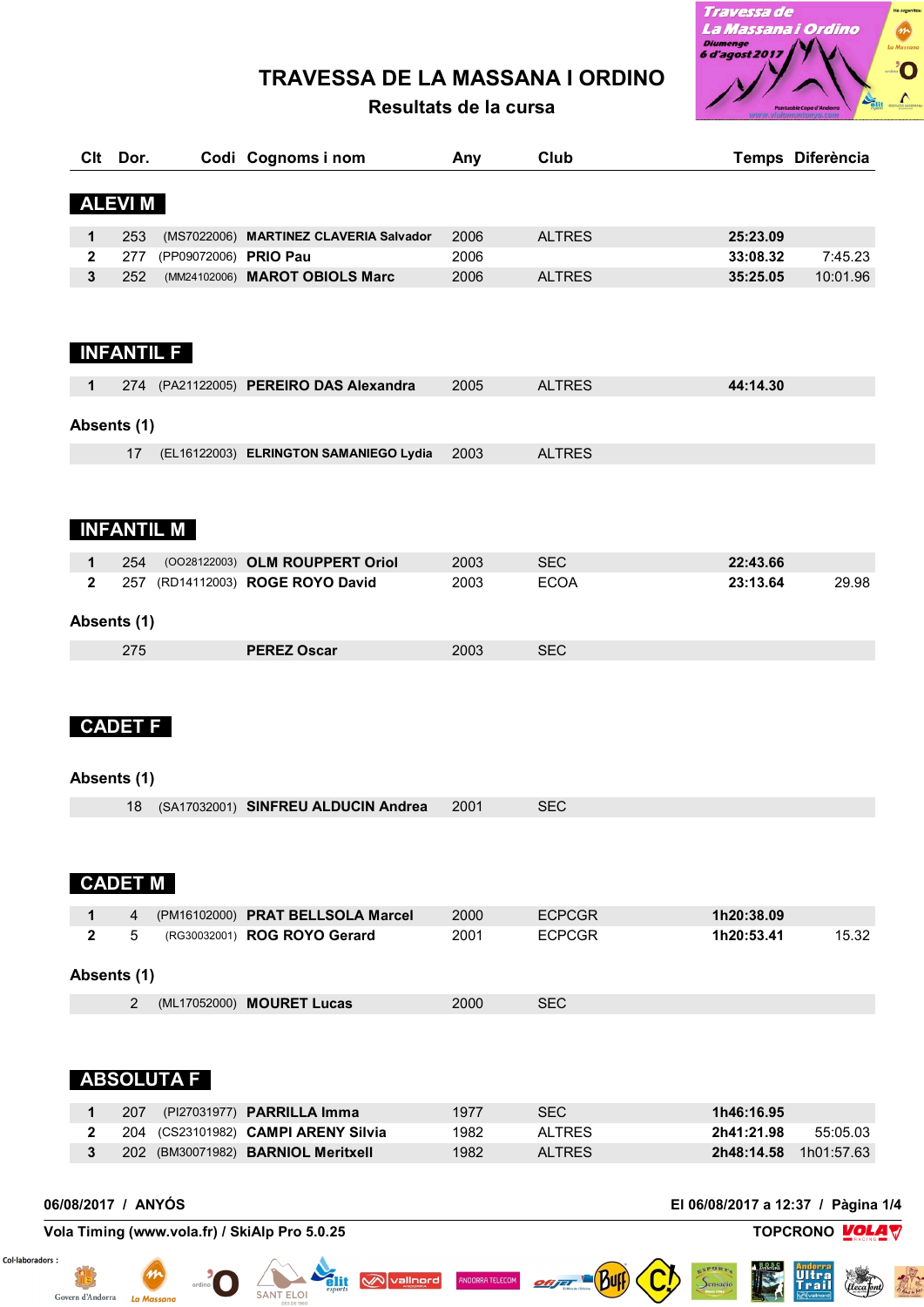# TRAVESSA DE LA MASSANA I ORDINO

## Resultats de la cursa

| Clt | Dor. | Codi | Cognoms i nom | Any | Club | Temps | Diferència |
|---|---|---|---|---|---|---|---|

### ALEVI M

| Clt | Dor. | Codi | Cognoms i nom | Any | Club | Temps | Diferència |
|---|---|---|---|---|---|---|---|
| 1 | 253 | (MS7022006) | **MARTINEZ CLAVERIA Salvador** | 2006 | ALTRES | **25:23.09** | |
| 2 | 277 | (PP09072006) | **PRIO Pau** | 2006 | | **33:08.32** | 7:45.23 |
| 3 | 252 | (MM24102006) | **MAROT OBIOLS Marc** | 2006 | ALTRES | **35:25.05** | 10:01.96 |

### INFANTIL F

| Clt | Dor. | Codi | Cognoms i nom | Any | Club | Temps | Diferència |
|---|---|---|---|---|---|---|---|
| 1 | 274 | (PA21122005) | **PEREIRO DAS Alexandra** | 2005 | ALTRES | **44:14.30** | |

**Absents (1)**

| Clt | Dor. | Codi | Cognoms i nom | Any | Club | Temps | Diferència |
|---|---|---|---|---|---|---|---|
| | 17 | (EL16122003) | **ELRINGTON SAMANIEGO Lydia** | 2003 | ALTRES | | |

### INFANTIL M

| Clt | Dor. | Codi | Cognoms i nom | Any | Club | Temps | Diferència |
|---|---|---|---|---|---|---|---|
| 1 | 254 | (OO28122003) | **OLM ROUPPERT Oriol** | 2003 | SEC | **22:43.66** | |
| 2 | 257 | (RD14112003) | **ROGE ROYO David** | 2003 | ECOA | **23:13.64** | 29.98 |

**Absents (1)**

| Clt | Dor. | Codi | Cognoms i nom | Any | Club | Temps | Diferència |
|---|---|---|---|---|---|---|---|
| | 275 | | **PEREZ Oscar** | 2003 | SEC | | |

### CADET F

**Absents (1)**

| Clt | Dor. | Codi | Cognoms i nom | Any | Club | Temps | Diferència |
|---|---|---|---|---|---|---|---|
| | 18 | (SA17032001) | **SINFREU ALDUCIN Andrea** | 2001 | SEC | | |

### CADET M

| Clt | Dor. | Codi | Cognoms i nom | Any | Club | Temps | Diferència |
|---|---|---|---|---|---|---|---|
| 1 | 4 | (PM16102000) | **PRAT BELLSOLA Marcel** | 2000 | ECPCGR | **1h20:38.09** | |
| 2 | 5 | (RG30032001) | **ROG ROYO Gerard** | 2001 | ECPCGR | **1h20:53.41** | 15.32 |

**Absents (1)**

| Clt | Dor. | Codi | Cognoms i nom | Any | Club | Temps | Diferència |
|---|---|---|---|---|---|---|---|
| | 2 | (ML17052000) | **MOURET Lucas** | 2000 | SEC | | |

### ABSOLUTA F

| Clt | Dor. | Codi | Cognoms i nom | Any | Club | Temps | Diferència |
|---|---|---|---|---|---|---|---|
| 1 | 207 | (PI27031977) | **PARRILLA Imma** | 1977 | SEC | **1h46:16.95** | |
| 2 | 204 | (CS23101982) | **CAMPI ARENY Silvia** | 1982 | ALTRES | **2h41:21.98** | 55:05.03 |
| 3 | 202 | (BM30071982) | **BARNIOL Meritxell** | 1982 | ALTRES | **2h48:14.58** | 1h01:57.63 |

**06/08/2017 / ANYÓS** — **El 06/08/2017 a 12:37**

**Vola Timing (www.vola.fr) / SkiAlp Pro 5.0.25** — **TOPCRONO**

Col·laboradors :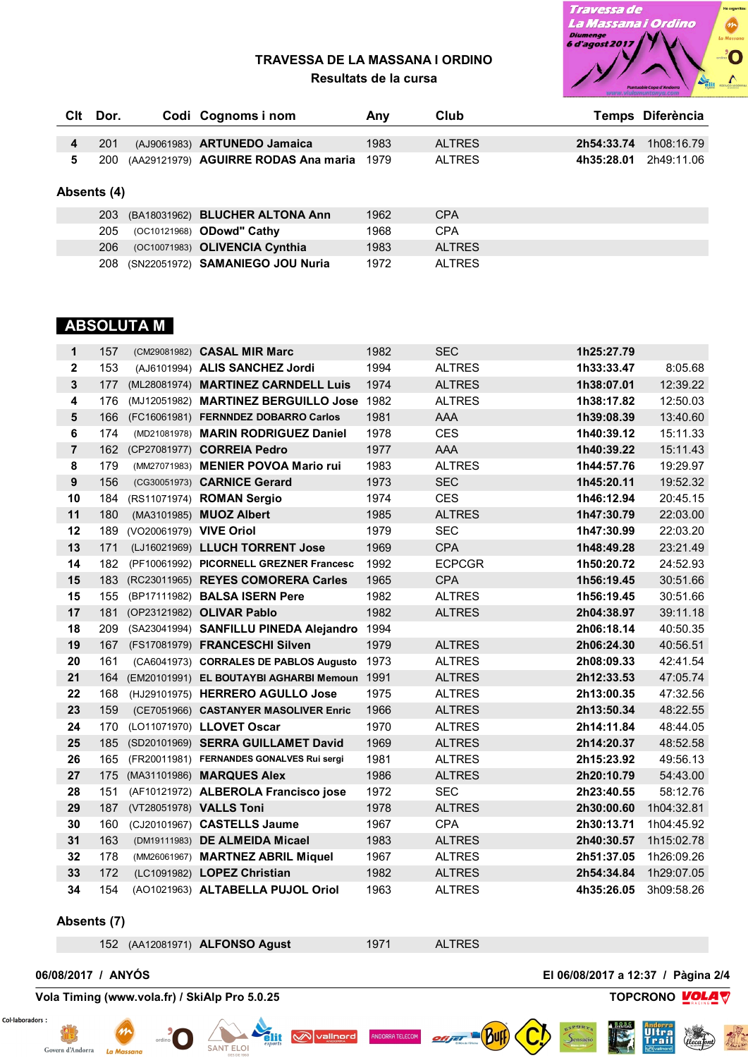# TRAVESSA DE LA MASSANA I ORDINO

## Resultats de la cursa

| Clt | Dor. | Codi | Cognoms i nom | Any | Club | Temps | Diferència |
|---|---|---|---|---|---|---|---|
| 4 | 201 | (AJ9061983) | **ARTUNEDO Jamaica** | 1983 | ALTRES | **2h54:33.74** | 1h08:16.79 |
| 5 | 200 | (AA29121979) | **AGUIRRE RODAS Ana maria** | 1979 | ALTRES | **4h35:28.01** | 2h49:11.06 |

### Absents (4)

| Dor. | Codi | Cognoms i nom | Any | Club |
|---|---|---|---|---|
| 203 | (BA18031962) | **BLUCHER ALTONA Ann** | 1962 | CPA |
| 205 | (OC10121968) | **ODowd" Cathy** | 1968 | CPA |
| 206 | (OC10071983) | **OLIVENCIA Cynthia** | 1983 | ALTRES |
| 208 | (SN22051972) | **SAMANIEGO JOU Nuria** | 1972 | ALTRES |

## ABSOLUTA M

| Clt | Dor. | Codi | Cognoms i nom | Any | Club | Temps | Diferència |
|---|---|---|---|---|---|---|---|
| 1 | 157 | (CM29081982) | **CASAL MIR Marc** | 1982 | SEC | **1h25:27.79** | |
| 2 | 153 | (AJ6101994) | **ALIS SANCHEZ Jordi** | 1994 | ALTRES | **1h33:33.47** | 8:05.68 |
| 3 | 177 | (ML28081974) | **MARTINEZ CARNDELL Luis** | 1974 | ALTRES | **1h38:07.01** | 12:39.22 |
| 4 | 176 | (MJ12051982) | **MARTINEZ BERGUILLO Jose** | 1982 | ALTRES | **1h38:17.82** | 12:50.03 |
| 5 | 166 | (FC16061981) | **FERNNDEZ DOBARRO Carlos** | 1981 | AAA | **1h39:08.39** | 13:40.60 |
| 6 | 174 | (MD21081978) | **MARIN RODRIGUEZ Daniel** | 1978 | CES | **1h40:39.12** | 15:11.33 |
| 7 | 162 | (CP27081977) | **CORREIA Pedro** | 1977 | AAA | **1h40:39.22** | 15:11.43 |
| 8 | 179 | (MM27071983) | **MENIER POVOA Mario rui** | 1983 | ALTRES | **1h44:57.76** | 19:29.97 |
| 9 | 156 | (CG30051973) | **CARNICE Gerard** | 1973 | SEC | **1h45:20.11** | 19:52.32 |
| 10 | 184 | (RS11071974) | **ROMAN Sergio** | 1974 | CES | **1h46:12.94** | 20:45.15 |
| 11 | 180 | (MA3101985) | **MUOZ Albert** | 1985 | ALTRES | **1h47:30.79** | 22:03.00 |
| 12 | 189 | (VO20061979) | **VIVE Oriol** | 1979 | SEC | **1h47:30.99** | 22:03.20 |
| 13 | 171 | (LJ16021969) | **LLUCH TORRENT Jose** | 1969 | CPA | **1h48:49.28** | 23:21.49 |
| 14 | 182 | (PF10061992) | **PICORNELL GREZNER Francesc** | 1992 | ECPCGR | **1h50:20.72** | 24:52.93 |
| 15 | 183 | (RC23011965) | **REYES COMORERA Carles** | 1965 | CPA | **1h56:19.45** | 30:51.66 |
| 15 | 155 | (BP17111982) | **BALSA ISERN Pere** | 1982 | ALTRES | **1h56:19.45** | 30:51.66 |
| 17 | 181 | (OP23121982) | **OLIVAR Pablo** | 1982 | ALTRES | **2h04:38.97** | 39:11.18 |
| 18 | 209 | (SA23041994) | **SANFILLU PINEDA Alejandro** | 1994 | | **2h06:18.14** | 40:50.35 |
| 19 | 167 | (FS17081979) | **FRANCESCHI Silven** | 1979 | ALTRES | **2h06:24.30** | 40:56.51 |
| 20 | 161 | (CA6041973) | **CORRALES DE PABLOS Augusto** | 1973 | ALTRES | **2h08:09.33** | 42:41.54 |
| 21 | 164 | (EM20101991) | **EL BOUTAYBI AGHARBI Memoun** | 1991 | ALTRES | **2h12:33.53** | 47:05.74 |
| 22 | 168 | (HJ29101975) | **HERRERO AGULLO Jose** | 1975 | ALTRES | **2h13:00.35** | 47:32.56 |
| 23 | 159 | (CE7051966) | **CASTANYER MASOLIVER Enric** | 1966 | ALTRES | **2h13:50.34** | 48:22.55 |
| 24 | 170 | (LO11071970) | **LLOVET Oscar** | 1970 | ALTRES | **2h14:11.84** | 48:44.05 |
| 25 | 185 | (SD20101969) | **SERRA GUILLAMET David** | 1969 | ALTRES | **2h14:20.37** | 48:52.58 |
| 26 | 165 | (FR20011981) | **FERNANDES GONALVES Rui sergi** | 1981 | ALTRES | **2h15:23.92** | 49:56.13 |
| 27 | 175 | (MA31101986) | **MARQUES Alex** | 1986 | ALTRES | **2h20:10.79** | 54:43.00 |
| 28 | 151 | (AF10121972) | **ALBEROLA Francisco jose** | 1972 | SEC | **2h23:40.55** | 58:12.76 |
| 29 | 187 | (VT28051978) | **VALLS Toni** | 1978 | ALTRES | **2h30:00.60** | 1h04:32.81 |
| 30 | 160 | (CJ20101967) | **CASTELLS Jaume** | 1967 | CPA | **2h30:13.71** | 1h04:45.92 |
| 31 | 163 | (DM19111983) | **DE ALMEIDA Micael** | 1983 | ALTRES | **2h40:30.57** | 1h15:02.78 |
| 32 | 178 | (MM26061967) | **MARTNEZ ABRIL Miquel** | 1967 | ALTRES | **2h51:37.05** | 1h26:09.26 |
| 33 | 172 | (LC1091982) | **LOPEZ Christian** | 1982 | ALTRES | **2h54:34.84** | 1h29:07.05 |
| 34 | 154 | (AO1021963) | **ALTABELLA PUJOL Oriol** | 1963 | ALTRES | **4h35:26.05** | 3h09:58.26 |

### Absents (7)

| Dor. | Codi | Cognoms i nom | Any | Club |
|---|---|---|---|---|
| 152 | (AA12081971) | **ALFONSO Agust** | 1971 | ALTRES |

06/08/2017 / ANYÓS

El 06/08/2017 a 12:37

Vola Timing (www.vola.fr) / SkiAlp Pro 5.0.25

Col·laboradors :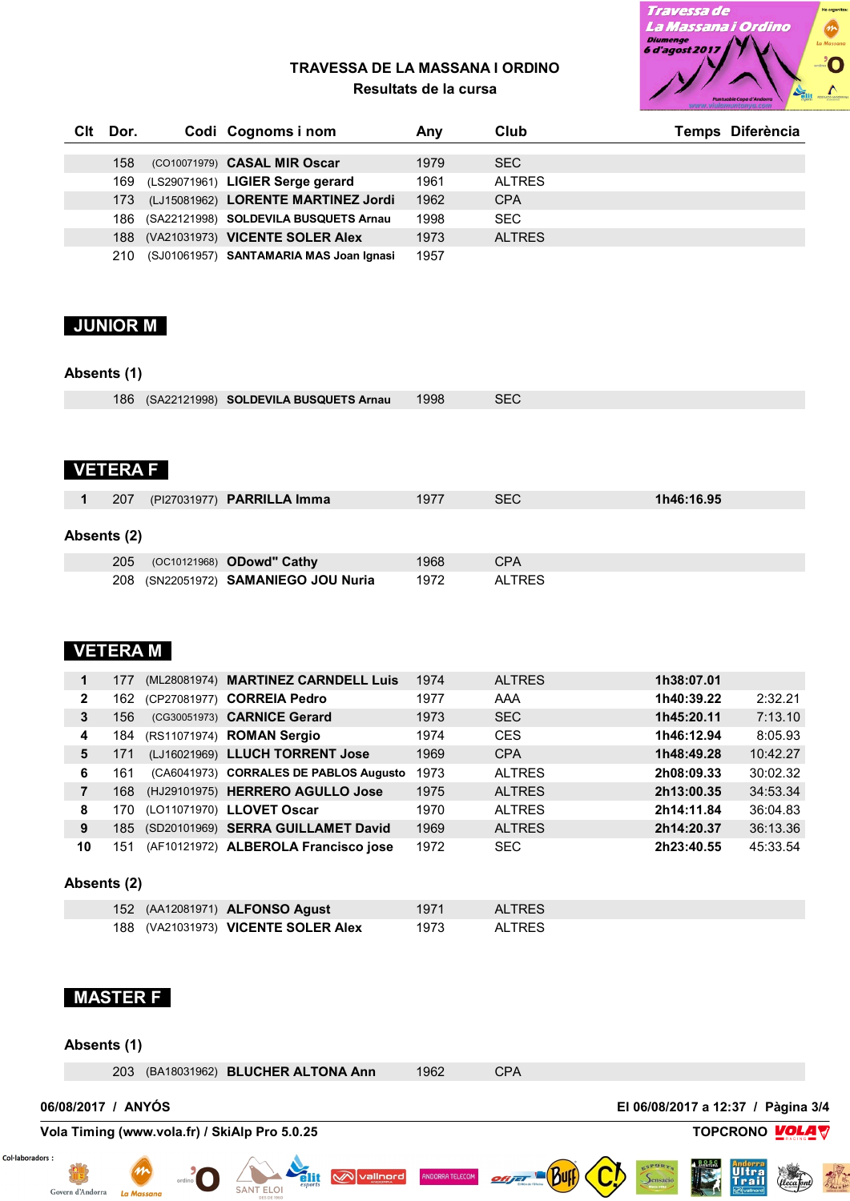# TRAVESSA DE LA MASSANA I ORDINO

## Resultats de la cursa

| Clt | Dor. | Codi | Cognoms i nom | Any | Club | Temps | Diferència |
|---|---|---|---|---|---|---|---|
| | 158 | (CO10071979) | **CASAL MIR Oscar** | 1979 | SEC | | |
| | 169 | (LS29071961) | **LIGIER Serge gerard** | 1961 | ALTRES | | |
| | 173 | (LJ15081962) | **LORENTE MARTINEZ Jordi** | 1962 | CPA | | |
| | 186 | (SA22121998) | **SOLDEVILA BUSQUETS Arnau** | 1998 | SEC | | |
| | 188 | (VA21031973) | **VICENTE SOLER Alex** | 1973 | ALTRES | | |
| | 210 | (SJ01061957) | **SANTAMARIA MAS Joan Ignasi** | 1957 | | | |

## JUNIOR M

**Absents (1)**

| Clt | Dor. | Codi | Cognoms i nom | Any | Club | Temps | Diferència |
|---|---|---|---|---|---|---|---|
| | 186 | (SA22121998) | **SOLDEVILA BUSQUETS Arnau** | 1998 | SEC | | |

## VETERA F

| Clt | Dor. | Codi | Cognoms i nom | Any | Club | Temps | Diferència |
|---|---|---|---|---|---|---|---|
| 1 | 207 | (PI27031977) | **PARRILLA Imma** | 1977 | SEC | **1h46:16.95** | |

**Absents (2)**

| Clt | Dor. | Codi | Cognoms i nom | Any | Club | Temps | Diferència |
|---|---|---|---|---|---|---|---|
| | 205 | (OC10121968) | **ODowd" Cathy** | 1968 | CPA | | |
| | 208 | (SN22051972) | **SAMANIEGO JOU Nuria** | 1972 | ALTRES | | |

## VETERA M

| Clt | Dor. | Codi | Cognoms i nom | Any | Club | Temps | Diferència |
|---|---|---|---|---|---|---|---|
| 1 | 177 | (ML28081974) | **MARTINEZ CARNDELL Luis** | 1974 | ALTRES | **1h38:07.01** | |
| 2 | 162 | (CP27081977) | **CORREIA Pedro** | 1977 | AAA | **1h40:39.22** | 2:32.21 |
| 3 | 156 | (CG30051973) | **CARNICE Gerard** | 1973 | SEC | **1h45:20.11** | 7:13.10 |
| 4 | 184 | (RS11071974) | **ROMAN Sergio** | 1974 | CES | **1h46:12.94** | 8:05.93 |
| 5 | 171 | (LJ16021969) | **LLUCH TORRENT Jose** | 1969 | CPA | **1h48:49.28** | 10:42.27 |
| 6 | 161 | (CA6041973) | **CORRALES DE PABLOS Augusto** | 1973 | ALTRES | **2h08:09.33** | 30:02.32 |
| 7 | 168 | (HJ29101975) | **HERRERO AGULLO Jose** | 1975 | ALTRES | **2h13:00.35** | 34:53.34 |
| 8 | 170 | (LO11071970) | **LLOVET Oscar** | 1970 | ALTRES | **2h14:11.84** | 36:04.83 |
| 9 | 185 | (SD20101969) | **SERRA GUILLAMET David** | 1969 | ALTRES | **2h14:20.37** | 36:13.36 |
| 10 | 151 | (AF10121972) | **ALBEROLA Francisco jose** | 1972 | SEC | **2h23:40.55** | 45:33.54 |

**Absents (2)**

| Clt | Dor. | Codi | Cognoms i nom | Any | Club | Temps | Diferència |
|---|---|---|---|---|---|---|---|
| | 152 | (AA12081971) | **ALFONSO Agust** | 1971 | ALTRES | | |
| | 188 | (VA21031973) | **VICENTE SOLER Alex** | 1973 | ALTRES | | |

## MASTER F

**Absents (1)**

| Clt | Dor. | Codi | Cognoms i nom | Any | Club | Temps | Diferència |
|---|---|---|---|---|---|---|---|
| | 203 | (BA18031962) | **BLUCHER ALTONA Ann** | 1962 | CPA | | |

**06/08/2017 / ANYÓS** — El 06/08/2017 a 12:37

Vola Timing (www.vola.fr) / SkiAlp Pro 5.0.25 — TOPCRONO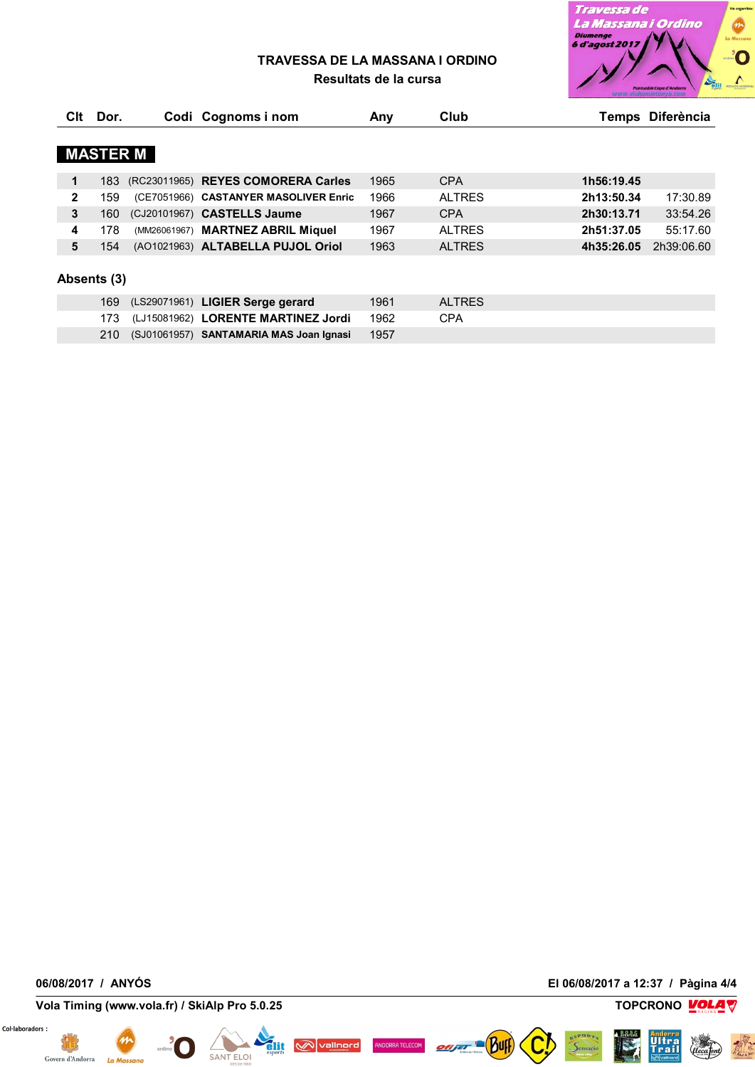# TRAVESSA DE LA MASSANA I ORDINO

## Resultats de la cursa

### MASTER M

| Clt | Dor. | Codi | Cognoms i nom | Any | Club | Temps | Diferència |
|---|---|---|---|---|---|---|---|
| 1 | 183 | (RC23011965) | **REYES COMORERA Carles** | 1965 | CPA | **1h56:19.45** | |
| 2 | 159 | (CE7051966) | **CASTANYER MASOLIVER Enric** | 1966 | ALTRES | **2h13:50.34** | 17:30.89 |
| 3 | 160 | (CJ20101967) | **CASTELLS Jaume** | 1967 | CPA | **2h30:13.71** | 33:54.26 |
| 4 | 178 | (MM26061967) | **MARTNEZ ABRIL Miquel** | 1967 | ALTRES | **2h51:37.05** | 55:17.60 |
| 5 | 154 | (AO1021963) | **ALTABELLA PUJOL Oriol** | 1963 | ALTRES | **4h35:26.05** | 2h39:06.60 |

### Absents (3)

| Dor. | Codi | Cognoms i nom | Any | Club |
|---|---|---|---|---|
| 169 | (LS29071961) | **LIGIER Serge gerard** | 1961 | ALTRES |
| 173 | (LJ15081962) | **LORENTE MARTINEZ Jordi** | 1962 | CPA |
| 210 | (SJ01061957) | **SANTAMARIA MAS Joan Ignasi** | 1957 | |

06/08/2017 / ANYÓS

El 06/08/2017 a 12:37

Vola Timing (www.vola.fr) / SkiAlp Pro 5.0.25

TOPCRONO